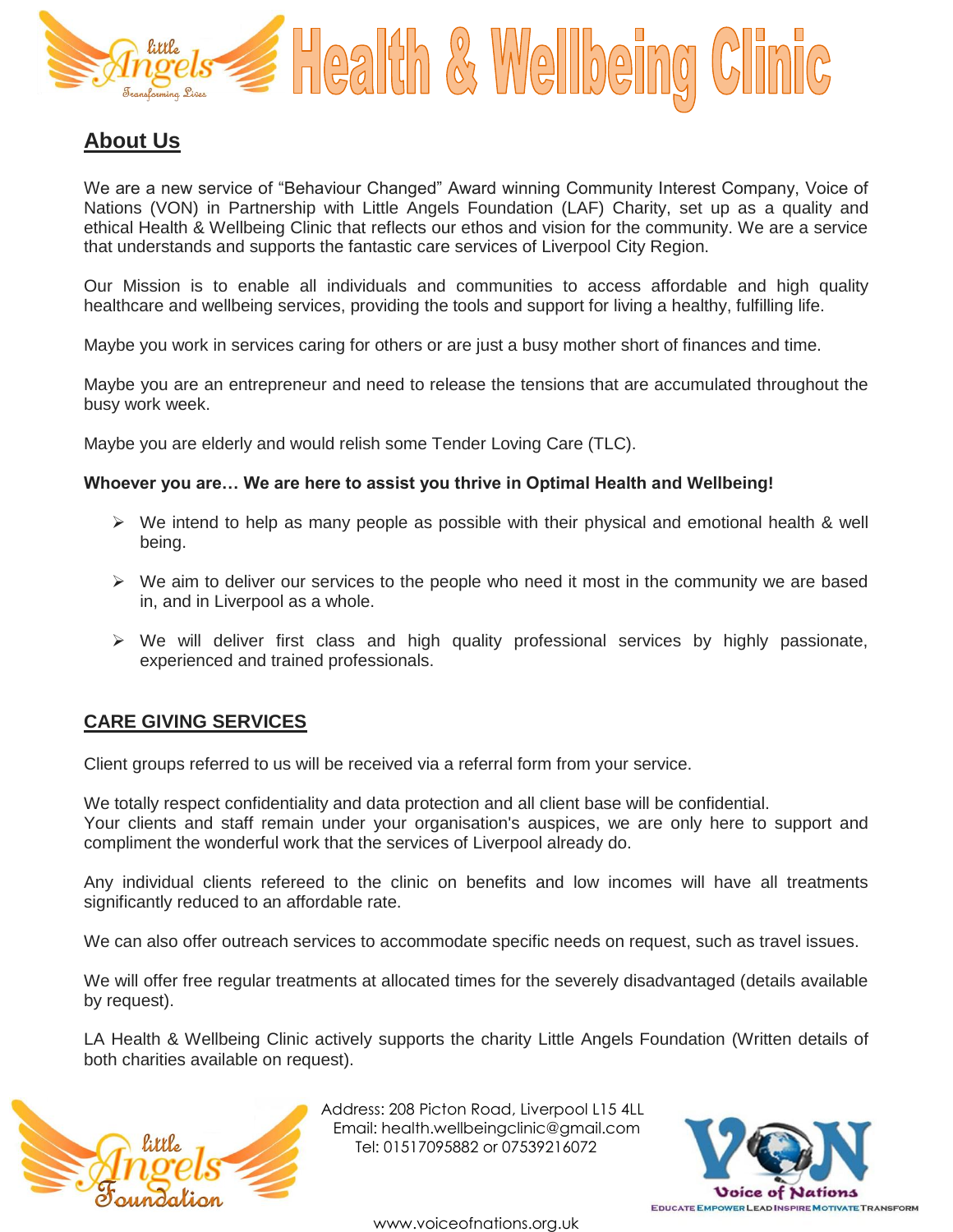# Health & Wellbeing Clinic

## About Us

We are a new service of “Behaviour Changed” Award winning Community Interest Company, Voice of Nations (VON) in Partnership with Little Angels Foundation (LAF) Charity, set up as a quality and ethical Health & Wellbeing Clinic that reflects our ethos and vision for the community. We are a service that understands and supports the fantastic care services of Liverpool City Region.

Our Mission is to enable all individuals and communities to access affordable and high quality healthcare and wellbeing services, providing the tools and support for living a healthy, fulfilling life.

Maybe you work in services caring for others or are just a busy mother short of finances and time.

Maybe you are an entrepreneur and need to release the tensions that are accumulated throughout the busy work week.

Maybe you are elderly and would relish some Tender Loving Care (TLC).

**Whoever you are… We are here to assist you thrive in Optimal Health and Wellbeing!**

- We intend to help as many people as possible with their physical and emotional health & well being.
- We aim to deliver our services to the people who need it most in the community we are based in, and in Liverpool as a whole.
- We will deliver first class and high quality professional services by highly passionate, experienced and trained professionals.

## CARE GIVING SERVICES

Client groups referred to us will be received via a referral form from your service.

We totally respect confidentiality and data protection and all client base will be confidential.
Your clients and staff remain under your organisation's auspices, we are only here to support and compliment the wonderful work that the services of Liverpool already do.

Any individual clients refereed to the clinic on benefits and low incomes will have all treatments significantly reduced to an affordable rate.

We can also offer outreach services to accommodate specific needs on request, such as travel issues.

We will offer free regular treatments at allocated times for the severely disadvantaged (details available by request).

LA Health & Wellbeing Clinic actively supports the charity Little Angels Foundation (Written details of both charities available on request).

Address: 208 Picton Road, Liverpool L15 4LL
Email: health.wellbeingclinic@gmail.com
Tel: 01517095882 or 07539216072

www.voiceofnations.org.uk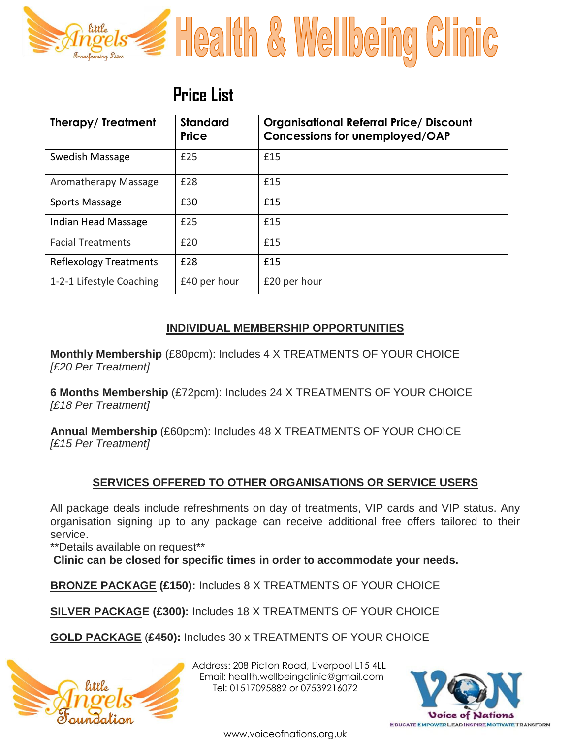# Health & Wellbeing Clinic

## Price List

| Therapy/ Treatment | Standard Price | Organisational Referral Price/ Discount Concessions for unemployed/OAP |
|---|---|---|
| Swedish Massage | £25 | £15 |
| Aromatherapy Massage | £28 | £15 |
| Sports Massage | £30 | £15 |
| Indian Head Massage | £25 | £15 |
| Facial Treatments | £20 | £15 |
| Reflexology Treatments | £28 | £15 |
| 1-2-1 Lifestyle Coaching | £40 per hour | £20 per hour |

### INDIVIDUAL MEMBERSHIP OPPORTUNITIES

**Monthly Membership** (£80pcm): Includes 4 X TREATMENTS OF YOUR CHOICE
*[£20 Per Treatment]*

**6 Months Membership** (£72pcm): Includes 24 X TREATMENTS OF YOUR CHOICE
*[£18 Per Treatment]*

**Annual Membership** (£60pcm): Includes 48 X TREATMENTS OF YOUR CHOICE
*[£15 Per Treatment]*

### SERVICES OFFERED TO OTHER ORGANISATIONS OR SERVICE USERS

All package deals include refreshments on day of treatments, VIP cards and VIP status. Any organisation signing up to any package can receive additional free offers tailored to their service.
**Details available on request**
**Clinic can be closed for specific times in order to accommodate your needs.**

**BRONZE PACKAGE (£150):** Includes 8 X TREATMENTS OF YOUR CHOICE

**SILVER PACKAGE (£300):** Includes 18 X TREATMENTS OF YOUR CHOICE

**GOLD PACKAGE (£450):** Includes 30 x TREATMENTS OF YOUR CHOICE

Address: 208 Picton Road, Liverpool L15 4LL
Email: health.wellbeingclinic@gmail.com
Tel: 01517095882 or 07539216072

www.voiceofnations.org.uk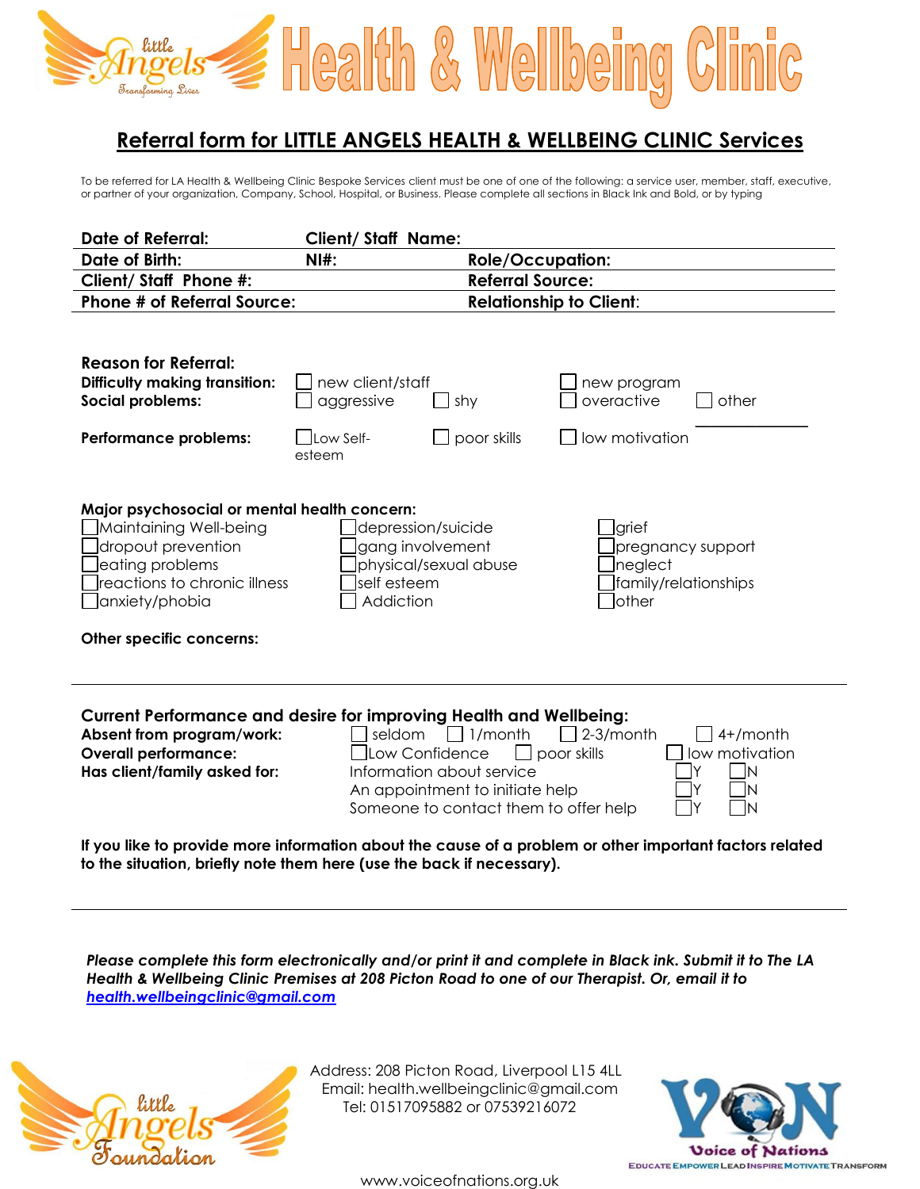# Health & Wellbeing Clinic

## Referral form for LITTLE ANGELS HEALTH & WELLBEING CLINIC Services

To be referred for LA Health & Wellbeing Clinic Bespoke Services client must be one of one of the following: a service user, member, staff, executive, or partner of your organization, Company, School, Hospital, or Business. Please complete all sections in Black Ink and Bold, or by typing

**Date of Referral:** **Client/ Staff Name:**

**Date of Birth:** **NI#:** **Role/Occupation:**

**Client/ Staff Phone #:** **Referral Source:**

**Phone # of Referral Source:** **Relationship to Client:**

**Reason for Referral:**

**Difficulty making transition:** ☐ new client/staff ☐ new program

**Social problems:** ☐ aggressive ☐ shy ☐ overactive ☐ other ______

**Performance problems:** ☐ Low Self-esteem ☐ poor skills ☐ low motivation

**Major psychosocial or mental health concern:**

☐ Maintaining Well-being
☐ dropout prevention
☐ eating problems
☐ reactions to chronic illness
☐ anxiety/phobia
☐ depression/suicide
☐ gang involvement
☐ physical/sexual abuse
☐ self esteem
☐ Addiction
☐ grief
☐ pregnancy support
☐ neglect
☐ family/relationships
☐ other

**Other specific concerns:**

---

**Current Performance and desire for improving Health and Wellbeing:**

**Absent from program/work:** ☐ seldom ☐ 1/month ☐ 2-3/month ☐ 4+/month

**Overall performance:** ☐ Low Confidence ☐ poor skills ☐ low motivation

**Has client/family asked for:**

Information about service ☐ Y ☐ N

An appointment to initiate help ☐ Y ☐ N

Someone to contact them to offer help ☐ Y ☐ N

**If you like to provide more information about the cause of a problem or other important factors related to the situation, briefly note them here (use the back if necessary).**

---

***Please complete this form electronically and/or print it and complete in Black ink. Submit it to The LA Health & Wellbeing Clinic Premises at 208 Picton Road to one of our Therapist. Or, email it to [health.wellbeingclinic@gmail.com](mailto:health.wellbeingclinic@gmail.com)***

Address: 208 Picton Road, Liverpool L15 4LL
Email: health.wellbeingclinic@gmail.com
Tel: 01517095882 or 07539216072

Voice of Nations
EDUCATE EMPOWER LEAD INSPIRE MOTIVATE TRANSFORM

www.voiceofnations.org.uk